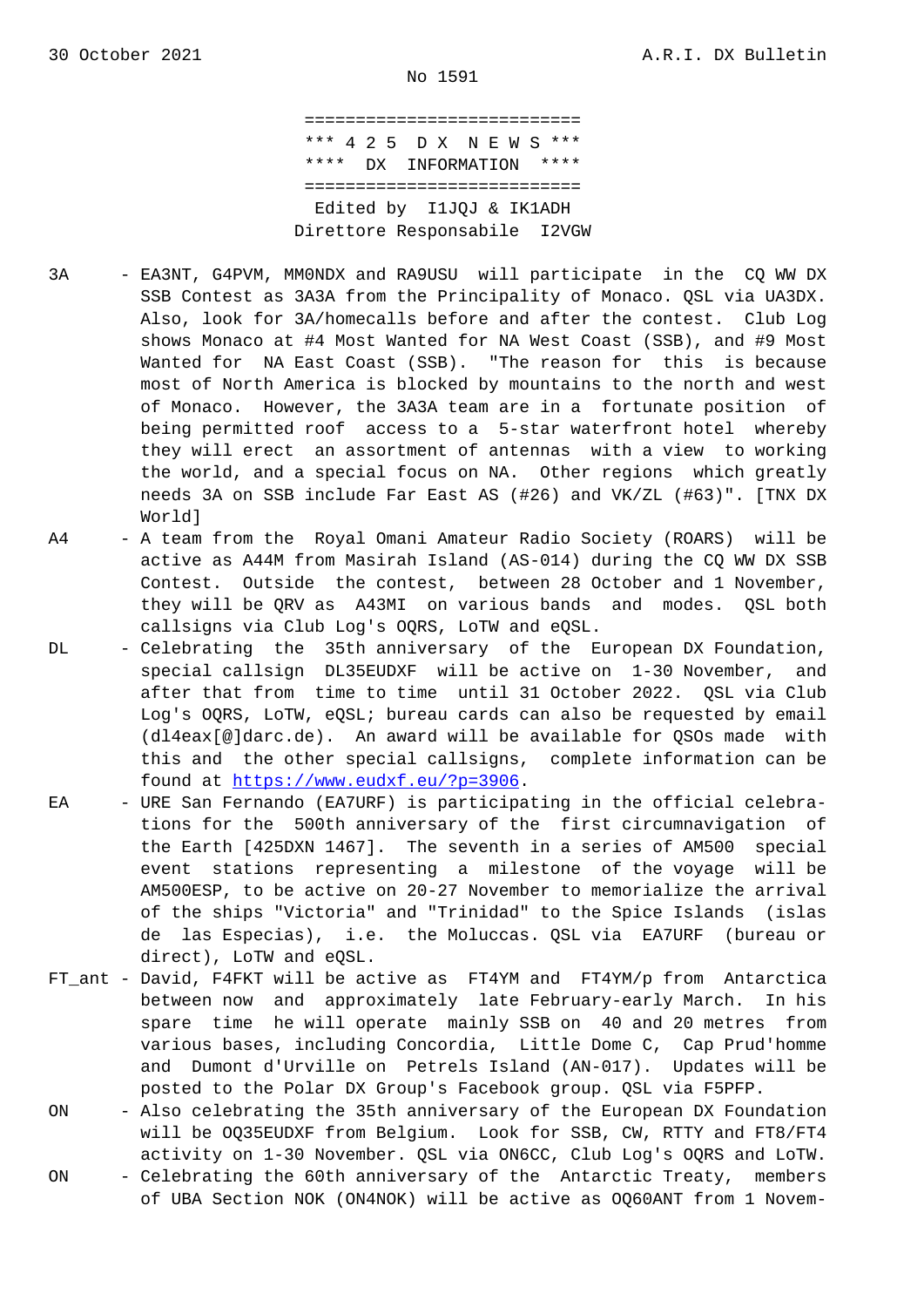30 October 2021 A.R.I. DX Bulletin

No 1591

```
===========================
*** 4 2 5  D X  N E W S ***
****  DX  INFORMATION  ****
===========================
 Edited by  I1JQJ & IK1ADH
Direttore Responsabile  I2VGW
```

3A - EA3NT, G4PVM, MM0NDX and RA9USU will participate in the CQ WW DX SSB Contest as 3A3A from the Principality of Monaco. QSL via UA3DX. Also, look for 3A/homecalls before and after the contest. Club Log shows Monaco at #4 Most Wanted for NA West Coast (SSB), and #9 Most Wanted for NA East Coast (SSB). "The reason for this is because most of North America is blocked by mountains to the north and west of Monaco. However, the 3A3A team are in a fortunate position of being permitted roof access to a 5-star waterfront hotel whereby they will erect an assortment of antennas with a view to working the world, and a special focus on NA. Other regions which greatly needs 3A on SSB include Far East AS (#26) and VK/ZL (#63)". [TNX DX World]

A4 - A team from the Royal Omani Amateur Radio Society (ROARS) will be active as A44M from Masirah Island (AS-014) during the CQ WW DX SSB Contest. Outside the contest, between 28 October and 1 November, they will be QRV as A43MI on various bands and modes. QSL both callsigns via Club Log's OQRS, LoTW and eQSL.

DL - Celebrating the 35th anniversary of the European DX Foundation, special callsign DL35EUDXF will be active on 1-30 November, and after that from time to time until 31 October 2022. QSL via Club Log's OQRS, LoTW, eQSL; bureau cards can also be requested by email (dl4eax[@]darc.de). An award will be available for QSOs made with this and the other special callsigns, complete information can be found at https://www.eudxf.eu/?p=3906.

EA - URE San Fernando (EA7URF) is participating in the official celebrations for the 500th anniversary of the first circumnavigation of the Earth [425DXN 1467]. The seventh in a series of AM500 special event stations representing a milestone of the voyage will be AM500ESP, to be active on 20-27 November to memorialize the arrival of the ships "Victoria" and "Trinidad" to the Spice Islands (islas de las Especias), i.e. the Moluccas. QSL via EA7URF (bureau or direct), LoTW and eQSL.

FT_ant - David, F4FKT will be active as FT4YM and FT4YM/p from Antarctica between now and approximately late February-early March. In his spare time he will operate mainly SSB on 40 and 20 metres from various bases, including Concordia, Little Dome C, Cap Prud'homme and Dumont d'Urville on Petrels Island (AN-017). Updates will be posted to the Polar DX Group's Facebook group. QSL via F5PFP.

ON - Also celebrating the 35th anniversary of the European DX Foundation will be OQ35EUDXF from Belgium. Look for SSB, CW, RTTY and FT8/FT4 activity on 1-30 November. QSL via ON6CC, Club Log's OQRS and LoTW.

ON - Celebrating the 60th anniversary of the Antarctic Treaty, members of UBA Section NOK (ON4NOK) will be active as OQ60ANT from 1 Novem-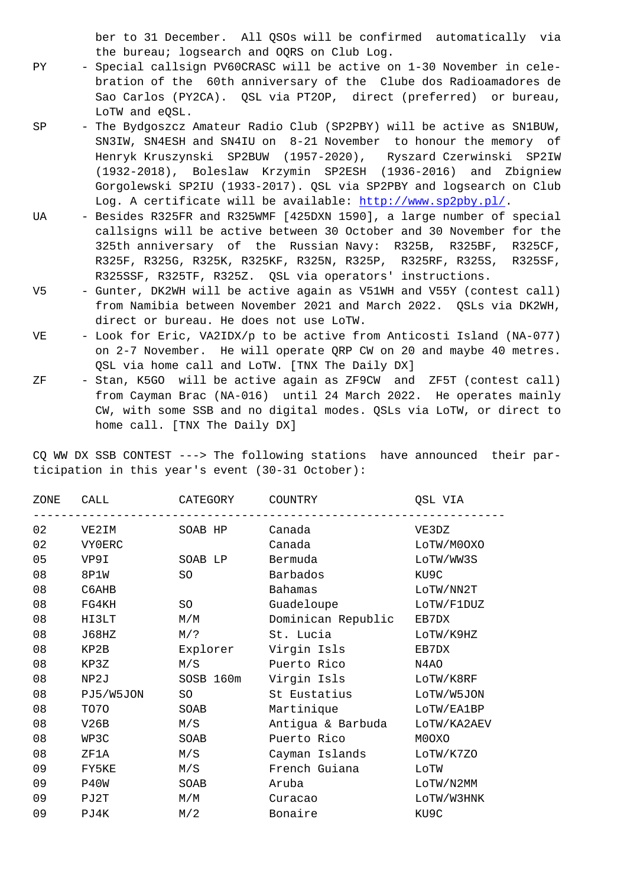ber to 31 December. All QSOs will be confirmed automatically via the bureau; logsearch and OQRS on Club Log.

PY - Special callsign PV60CRASC will be active on 1-30 November in celebration of the 60th anniversary of the Clube dos Radioamadores de Sao Carlos (PY2CA). QSL via PT2OP, direct (preferred) or bureau, LoTW and eQSL.

SP - The Bydgoszcz Amateur Radio Club (SP2PBY) will be active as SN1BUW, SN3IW, SN4ESH and SN4IU on 8-21 November to honour the memory of Henryk Kruszynski SP2BUW (1957-2020), Ryszard Czerwinski SP2IW (1932-2018), Boleslaw Krzymin SP2ESH (1936-2016) and Zbigniew Gorgolewski SP2IU (1933-2017). QSL via SP2PBY and logsearch on Club Log. A certificate will be available: http://www.sp2pby.pl/.

UA - Besides R325FR and R325WMF [425DXN 1590], a large number of special callsigns will be active between 30 October and 30 November for the 325th anniversary of the Russian Navy: R325B, R325BF, R325CF, R325F, R325G, R325K, R325KF, R325N, R325P, R325RF, R325S, R325SF, R325SSF, R325TF, R325Z. QSL via operators' instructions.

V5 - Gunter, DK2WH will be active again as V51WH and V55Y (contest call) from Namibia between November 2021 and March 2022. QSLs via DK2WH, direct or bureau. He does not use LoTW.

VE - Look for Eric, VA2IDX/p to be active from Anticosti Island (NA-077) on 2-7 November. He will operate QRP CW on 20 and maybe 40 metres. QSL via home call and LoTW. [TNX The Daily DX]

ZF - Stan, K5GO will be active again as ZF9CW and ZF5T (contest call) from Cayman Brac (NA-016) until 24 March 2022. He operates mainly CW, with some SSB and no digital modes. QSLs via LoTW, or direct to home call. [TNX The Daily DX]

CQ WW DX SSB CONTEST ---> The following stations have announced their participation in this year's event (30-31 October):

| ZONE | CALL | CATEGORY | COUNTRY | QSL VIA |
|---|---|---|---|---|
| 02 | VE2IM | SOAB HP | Canada | VE3DZ |
| 02 | VY0ERC | | Canada | LoTW/M0OXO |
| 05 | VP9I | SOAB LP | Bermuda | LoTW/WW3S |
| 08 | 8P1W | SO | Barbados | KU9C |
| 08 | C6AHB | | Bahamas | LoTW/NN2T |
| 08 | FG4KH | SO | Guadeloupe | LoTW/F1DUZ |
| 08 | HI3LT | M/M | Dominican Republic | EB7DX |
| 08 | J68HZ | M/? | St. Lucia | LoTW/K9HZ |
| 08 | KP2B | Explorer | Virgin Isls | EB7DX |
| 08 | KP3Z | M/S | Puerto Rico | N4AO |
| 08 | NP2J | SOSB 160m | Virgin Isls | LoTW/K8RF |
| 08 | PJ5/W5JON | SO | St Eustatius | LoTW/W5JON |
| 08 | TO7O | SOAB | Martinique | LoTW/EA1BP |
| 08 | V26B | M/S | Antigua & Barbuda | LoTW/KA2AEV |
| 08 | WP3C | SOAB | Puerto Rico | M0OXO |
| 08 | ZF1A | M/S | Cayman Islands | LoTW/K7ZO |
| 09 | FY5KE | M/S | French Guiana | LoTW |
| 09 | P40W | SOAB | Aruba | LoTW/N2MM |
| 09 | PJ2T | M/M | Curacao | LoTW/W3HNK |
| 09 | PJ4K | M/2 | Bonaire | KU9C |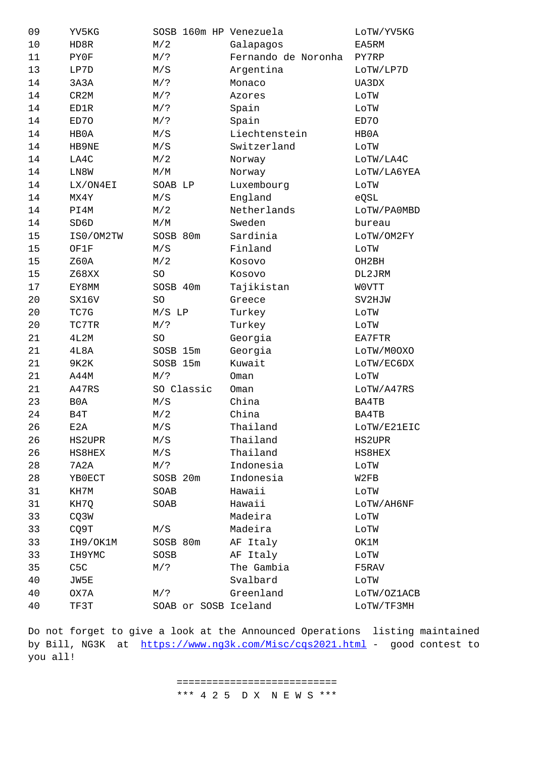| | | | | |
|---|---|---|---|---|
| 09 | YV5KG | SOSB 160m HP | Venezuela | LoTW/YV5KG |
| 10 | HD8R | M/2 | Galapagos | EA5RM |
| 11 | PY0F | M/? | Fernando de Noronha | PY7RP |
| 13 | LP7D | M/S | Argentina | LoTW/LP7D |
| 14 | 3A3A | M/? | Monaco | UA3DX |
| 14 | CR2M | M/? | Azores | LoTW |
| 14 | ED1R | M/? | Spain | LoTW |
| 14 | ED7O | M/? | Spain | ED7O |
| 14 | HB0A | M/S | Liechtenstein | HB0A |
| 14 | HB9NE | M/S | Switzerland | LoTW |
| 14 | LA4C | M/2 | Norway | LoTW/LA4C |
| 14 | LN8W | M/M | Norway | LoTW/LA6YEA |
| 14 | LX/ON4EI | SOAB LP | Luxembourg | LoTW |
| 14 | MX4Y | M/S | England | eQSL |
| 14 | PI4M | M/2 | Netherlands | LoTW/PA0MBD |
| 14 | SD6D | M/M | Sweden | bureau |
| 15 | IS0/OM2TW | SOSB 80m | Sardinia | LoTW/OM2FY |
| 15 | OF1F | M/S | Finland | LoTW |
| 15 | Z60A | M/2 | Kosovo | OH2BH |
| 15 | Z68XX | SO | Kosovo | DL2JRM |
| 17 | EY8MM | SOSB 40m | Tajikistan | W0VTT |
| 20 | SX16V | SO | Greece | SV2HJW |
| 20 | TC7G | M/S LP | Turkey | LoTW |
| 20 | TC7TR | M/? | Turkey | LoTW |
| 21 | 4L2M | SO | Georgia | EA7FTR |
| 21 | 4L8A | SOSB 15m | Georgia | LoTW/M0OXO |
| 21 | 9K2K | SOSB 15m | Kuwait | LoTW/EC6DX |
| 21 | A44M | M/? | Oman | LoTW |
| 21 | A47RS | SO Classic | Oman | LoTW/A47RS |
| 23 | B0A | M/S | China | BA4TB |
| 24 | B4T | M/2 | China | BA4TB |
| 26 | E2A | M/S | Thailand | LoTW/E21EIC |
| 26 | HS2UPR | M/S | Thailand | HS2UPR |
| 26 | HS8HEX | M/S | Thailand | HS8HEX |
| 28 | 7A2A | M/? | Indonesia | LoTW |
| 28 | YB0ECT | SOSB 20m | Indonesia | W2FB |
| 31 | KH7M | SOAB | Hawaii | LoTW |
| 31 | KH7Q | SOAB | Hawaii | LoTW/AH6NF |
| 33 | CQ3W | | Madeira | LoTW |
| 33 | CQ9T | M/S | Madeira | LoTW |
| 33 | IH9/OK1M | SOSB 80m | AF Italy | OK1M |
| 33 | IH9YMC | SOSB | AF Italy | LoTW |
| 35 | C5C | M/? | The Gambia | F5RAV |
| 40 | JW5E | | Svalbard | LoTW |
| 40 | OX7A | M/? | Greenland | LoTW/OZ1ACB |
| 40 | TF3T | SOAB or SOSB | Iceland | LoTW/TF3MH |

Do not forget to give a look at the Announced Operations listing maintained by Bill, NG3K at https://www.ng3k.com/Misc/cqs2021.html - good contest to you all!

==========================

*** 4 2 5 D X N E W S ***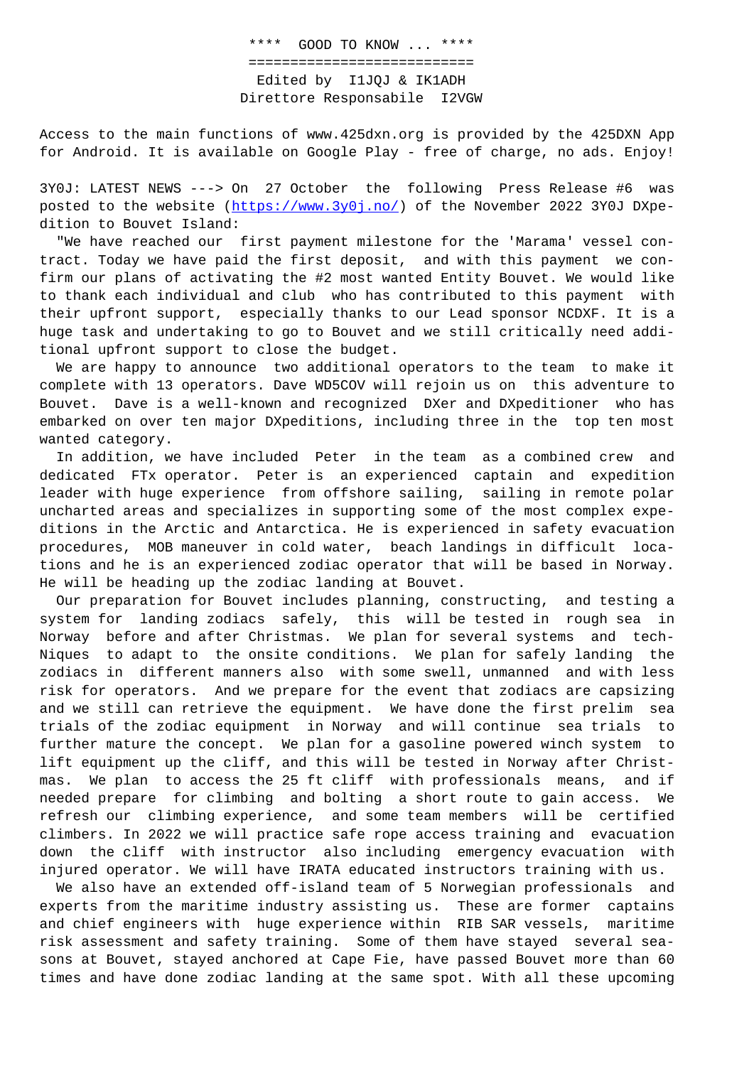**** GOOD TO KNOW ... ****

===========================

Edited by I1JQJ & IK1ADH

Direttore Responsabile I2VGW

Access to the main functions of www.425dxn.org is provided by the 425DXN App for Android. It is available on Google Play - free of charge, no ads. Enjoy!

3Y0J: LATEST NEWS ---> On 27 October the following Press Release #6 was posted to the website (https://www.3y0j.no/) of the November 2022 3Y0J DXpedition to Bouvet Island:

"We have reached our first payment milestone for the 'Marama' vessel contract. Today we have paid the first deposit, and with this payment we confirm our plans of activating the #2 most wanted Entity Bouvet. We would like to thank each individual and club who has contributed to this payment with their upfront support, especially thanks to our Lead sponsor NCDXF. It is a huge task and undertaking to go to Bouvet and we still critically need additional upfront support to close the budget.

We are happy to announce two additional operators to the team to make it complete with 13 operators. Dave WD5COV will rejoin us on this adventure to Bouvet. Dave is a well-known and recognized DXer and DXpeditioner who has embarked on over ten major DXpeditions, including three in the top ten most wanted category.

In addition, we have included Peter in the team as a combined crew and dedicated FTx operator. Peter is an experienced captain and expedition leader with huge experience from offshore sailing, sailing in remote polar uncharted areas and specializes in supporting some of the most complex expeditions in the Arctic and Antarctica. He is experienced in safety evacuation procedures, MOB maneuver in cold water, beach landings in difficult locations and he is an experienced zodiac operator that will be based in Norway. He will be heading up the zodiac landing at Bouvet.

Our preparation for Bouvet includes planning, constructing, and testing a system for landing zodiacs safely, this will be tested in rough sea in Norway before and after Christmas. We plan for several systems and tech-Niques to adapt to the onsite conditions. We plan for safely landing the zodiacs in different manners also with some swell, unmanned and with less risk for operators. And we prepare for the event that zodiacs are capsizing and we still can retrieve the equipment. We have done the first prelim sea trials of the zodiac equipment in Norway and will continue sea trials to further mature the concept. We plan for a gasoline powered winch system to lift equipment up the cliff, and this will be tested in Norway after Christmas. We plan to access the 25 ft cliff with professionals means, and if needed prepare for climbing and bolting a short route to gain access. We refresh our climbing experience, and some team members will be certified climbers. In 2022 we will practice safe rope access training and evacuation down the cliff with instructor also including emergency evacuation with injured operator. We will have IRATA educated instructors training with us.

We also have an extended off-island team of 5 Norwegian professionals and experts from the maritime industry assisting us. These are former captains and chief engineers with huge experience within RIB SAR vessels, maritime risk assessment and safety training. Some of them have stayed several seasons at Bouvet, stayed anchored at Cape Fie, have passed Bouvet more than 60 times and have done zodiac landing at the same spot. With all these upcoming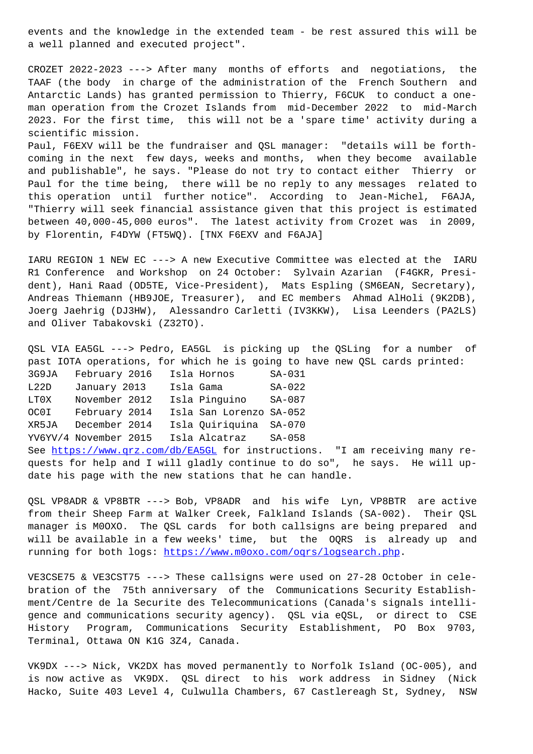events and the knowledge in the extended team - be rest assured this will be a well planned and executed project".

CROZET 2022-2023 ---> After many months of efforts and negotiations, the TAAF (the body in charge of the administration of the French Southern and Antarctic Lands) has granted permission to Thierry, F6CUK to conduct a one-man operation from the Crozet Islands from mid-December 2022 to mid-March 2023. For the first time, this will not be a 'spare time' activity during a scientific mission.
Paul, F6EXV will be the fundraiser and QSL manager: "details will be forth-coming in the next few days, weeks and months, when they become available and publishable", he says. "Please do not try to contact either Thierry or Paul for the time being, there will be no reply to any messages related to this operation until further notice". According to Jean-Michel, F6AJA, "Thierry will seek financial assistance given that this project is estimated between 40,000-45,000 euros". The latest activity from Crozet was in 2009, by Florentin, F4DYW (FT5WQ). [TNX F6EXV and F6AJA]

IARU REGION 1 NEW EC ---> A new Executive Committee was elected at the IARU R1 Conference and Workshop on 24 October: Sylvain Azarian (F4GKR, President), Hani Raad (OD5TE, Vice-President), Mats Espling (SM6EAN, Secretary), Andreas Thiemann (HB9JOE, Treasurer), and EC members Ahmad AlHoli (9K2DB), Joerg Jaehrig (DJ3HW), Alessandro Carletti (IV3KKW), Lisa Leenders (PA2LS) and Oliver Tabakovski (Z32TO).

QSL VIA EA5GL ---> Pedro, EA5GL is picking up the QSLing for a number of past IOTA operations, for which he is going to have new QSL cards printed:

```
3G9JA   February 2016   Isla Hornos      SA-031
L22D    January 2013    Isla Gama        SA-022
LT0X    November 2012   Isla Pinguino    SA-087
OC0I    February 2014   Isla San Lorenzo SA-052
XR5JA   December 2014   Isla Quiriquina  SA-070
YV6YV/4 November 2015   Isla Alcatraz    SA-058
```

See https://www.qrz.com/db/EA5GL for instructions. "I am receiving many requests for help and I will gladly continue to do so", he says. He will update his page with the new stations that he can handle.

QSL VP8ADR & VP8BTR ---> Bob, VP8ADR and his wife Lyn, VP8BTR are active from their Sheep Farm at Walker Creek, Falkland Islands (SA-002). Their QSL manager is M0OXO. The QSL cards for both callsigns are being prepared and will be available in a few weeks' time, but the OQRS is already up and running for both logs: https://www.m0oxo.com/oqrs/logsearch.php.

VE3CSE75 & VE3CST75 ---> These callsigns were used on 27-28 October in celebration of the 75th anniversary of the Communications Security Establishment/Centre de la Securite des Telecommunications (Canada's signals intelligence and communications security agency). QSL via eQSL, or direct to CSE History Program, Communications Security Establishment, PO Box 9703, Terminal, Ottawa ON K1G 3Z4, Canada.

VK9DX ---> Nick, VK2DX has moved permanently to Norfolk Island (OC-005), and is now active as VK9DX. QSL direct to his work address in Sidney (Nick Hacko, Suite 403 Level 4, Culwulla Chambers, 67 Castlereagh St, Sydney, NSW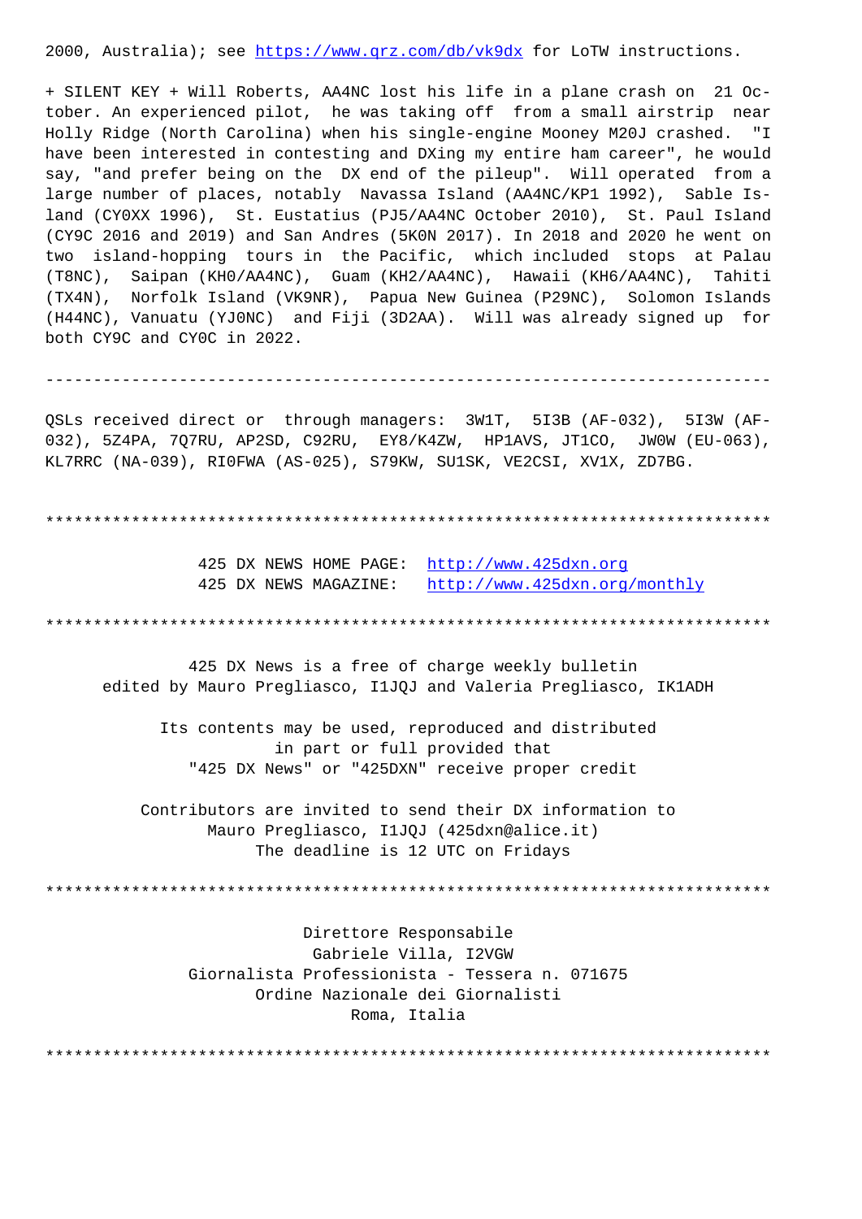2000, Australia); see https://www.qrz.com/db/vk9dx for LoTW instructions.

+ SILENT KEY + Will Roberts, AA4NC lost his life in a plane crash on 21 October. An experienced pilot, he was taking off from a small airstrip near Holly Ridge (North Carolina) when his single-engine Mooney M20J crashed. "I have been interested in contesting and DXing my entire ham career", he would say, "and prefer being on the DX end of the pileup". Will operated from a large number of places, notably Navassa Island (AA4NC/KP1 1992), Sable Island (CY0XX 1996), St. Eustatius (PJ5/AA4NC October 2010), St. Paul Island (CY9C 2016 and 2019) and San Andres (5K0N 2017). In 2018 and 2020 he went on two island-hopping tours in the Pacific, which included stops at Palau (T8NC), Saipan (KH0/AA4NC), Guam (KH2/AA4NC), Hawaii (KH6/AA4NC), Tahiti (TX4N), Norfolk Island (VK9NR), Papua New Guinea (P29NC), Solomon Islands (H44NC), Vanuatu (YJ0NC) and Fiji (3D2AA). Will was already signed up for both CY9C and CY0C in 2022.

---

QSLs received direct or through managers: 3W1T, 5I3B (AF-032), 5I3W (AF-032), 5Z4PA, 7Q7RU, AP2SD, C92RU, EY8/K4ZW, HP1AVS, JT1CO, JW0W (EU-063), KL7RRC (NA-039), RI0FWA (AS-025), S79KW, SU1SK, VE2CSI, XV1X, ZD7BG.

***

425 DX NEWS HOME PAGE: http://www.425dxn.org
425 DX NEWS MAGAZINE: http://www.425dxn.org/monthly

***

425 DX News is a free of charge weekly bulletin
edited by Mauro Pregliasco, I1JQJ and Valeria Pregliasco, IK1ADH

Its contents may be used, reproduced and distributed
in part or full provided that
"425 DX News" or "425DXN" receive proper credit

Contributors are invited to send their DX information to
Mauro Pregliasco, I1JQJ (425dxn@alice.it)
The deadline is 12 UTC on Fridays

***

Direttore Responsabile
Gabriele Villa, I2VGW
Giornalista Professionista - Tessera n. 071675
Ordine Nazionale dei Giornalisti
Roma, Italia

***